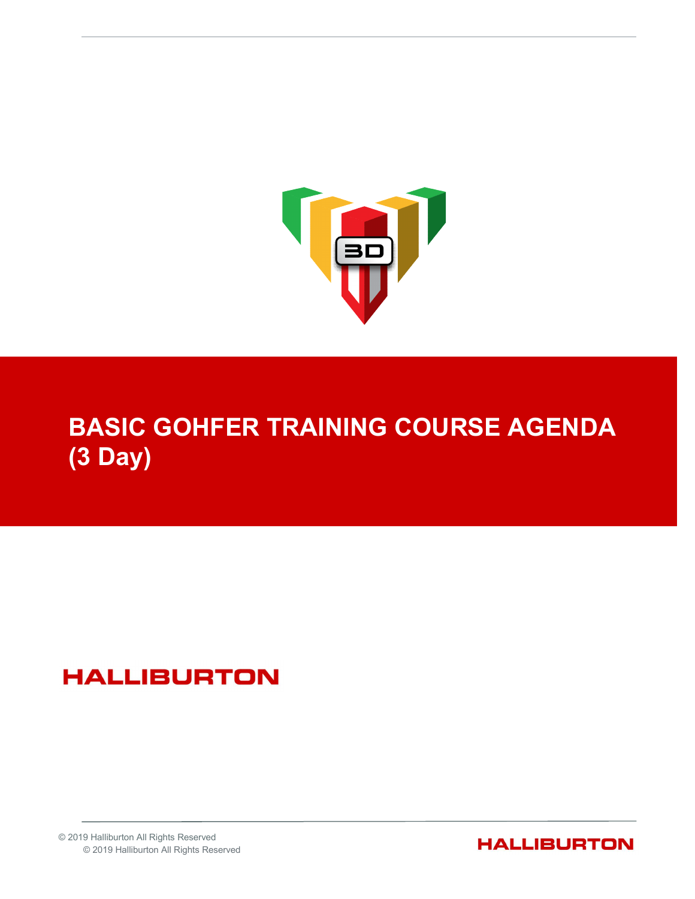# BASIC GOHFER TRAINING COURSE AGENDA (3 Day)

HALLIBURTON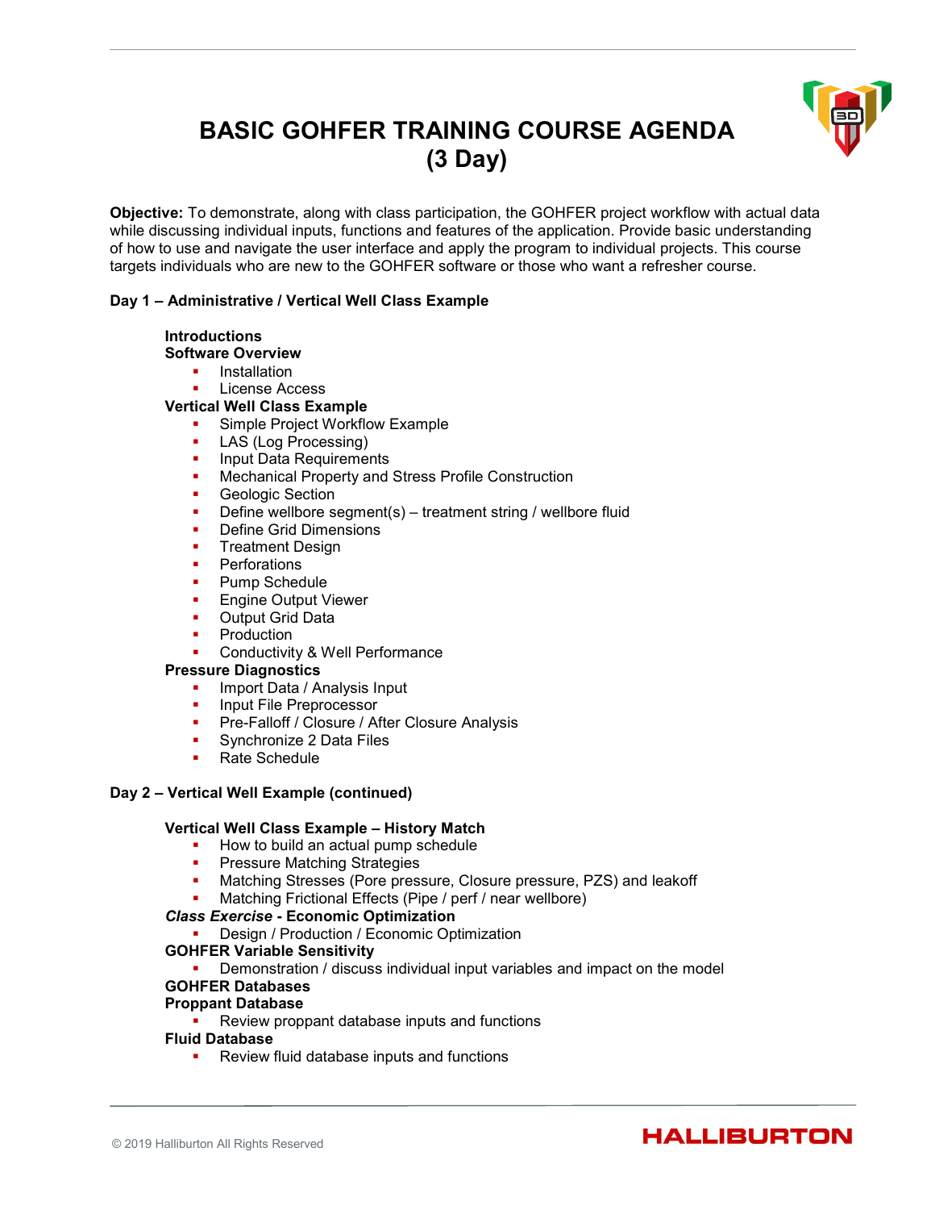# BASIC GOHFER TRAINING COURSE AGENDA (3 Day)

**Objective:** To demonstrate, along with class participation, the GOHFER project workflow with actual data while discussing individual inputs, functions and features of the application. Provide basic understanding of how to use and navigate the user interface and apply the program to individual projects. This course targets individuals who are new to the GOHFER software or those who want a refresher course.

## Day 1 – Administrative / Vertical Well Class Example

**Introductions**

**Software Overview**

- Installation
- License Access

**Vertical Well Class Example**

- Simple Project Workflow Example
- LAS (Log Processing)
- Input Data Requirements
- Mechanical Property and Stress Profile Construction
- Geologic Section
- Define wellbore segment(s) – treatment string / wellbore fluid
- Define Grid Dimensions
- Treatment Design
- Perforations
- Pump Schedule
- Engine Output Viewer
- Output Grid Data
- Production
- Conductivity & Well Performance

**Pressure Diagnostics**

- Import Data / Analysis Input
- Input File Preprocessor
- Pre-Falloff / Closure / After Closure Analysis
- Synchronize 2 Data Files
- Rate Schedule

## Day 2 – Vertical Well Example (continued)

**Vertical Well Class Example – History Match**

- How to build an actual pump schedule
- Pressure Matching Strategies
- Matching Stresses (Pore pressure, Closure pressure, PZS) and leakoff
- Matching Frictional Effects (Pipe / perf / near wellbore)

***Class Exercise* - Economic Optimization**

- Design / Production / Economic Optimization

**GOHFER Variable Sensitivity**

- Demonstration / discuss individual input variables and impact on the model

**GOHFER Databases**

**Proppant Database**

- Review proppant database inputs and functions

**Fluid Database**

- Review fluid database inputs and functions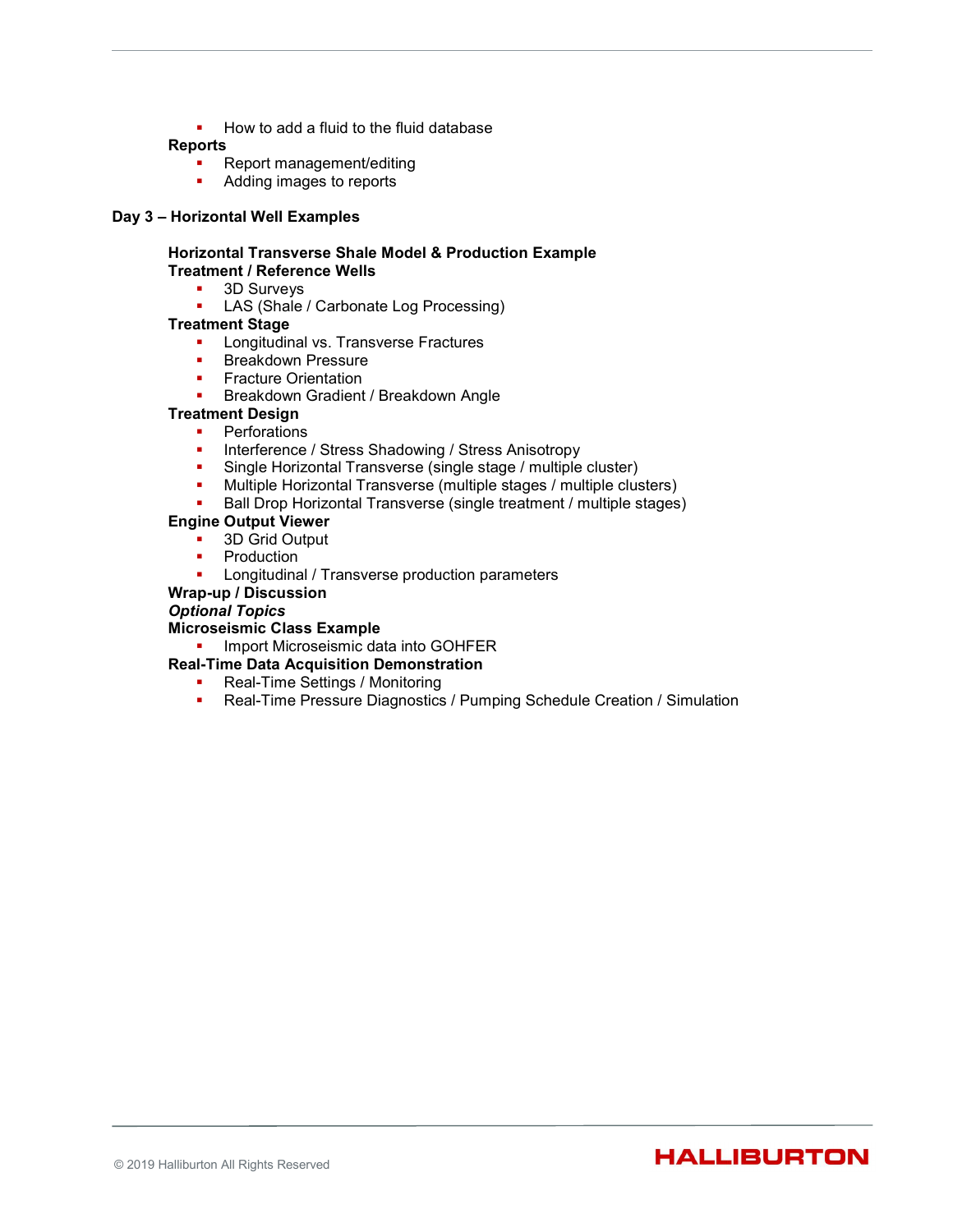- How to add a fluid to the fluid database

**Reports**

- Report management/editing
- Adding images to reports

## Day 3 – Horizontal Well Examples

**Horizontal Transverse Shale Model & Production Example**

**Treatment / Reference Wells**

- 3D Surveys
- LAS (Shale / Carbonate Log Processing)

**Treatment Stage**

- Longitudinal vs. Transverse Fractures
- Breakdown Pressure
- Fracture Orientation
- Breakdown Gradient / Breakdown Angle

**Treatment Design**

- Perforations
- Interference / Stress Shadowing / Stress Anisotropy
- Single Horizontal Transverse (single stage / multiple cluster)
- Multiple Horizontal Transverse (multiple stages / multiple clusters)
- Ball Drop Horizontal Transverse (single treatment / multiple stages)

**Engine Output Viewer**

- 3D Grid Output
- Production
- Longitudinal / Transverse production parameters

**Wrap-up / Discussion**

***Optional Topics***

**Microseismic Class Example**

- Import Microseismic data into GOHFER

**Real-Time Data Acquisition Demonstration**

- Real-Time Settings / Monitoring
- Real-Time Pressure Diagnostics / Pumping Schedule Creation / Simulation